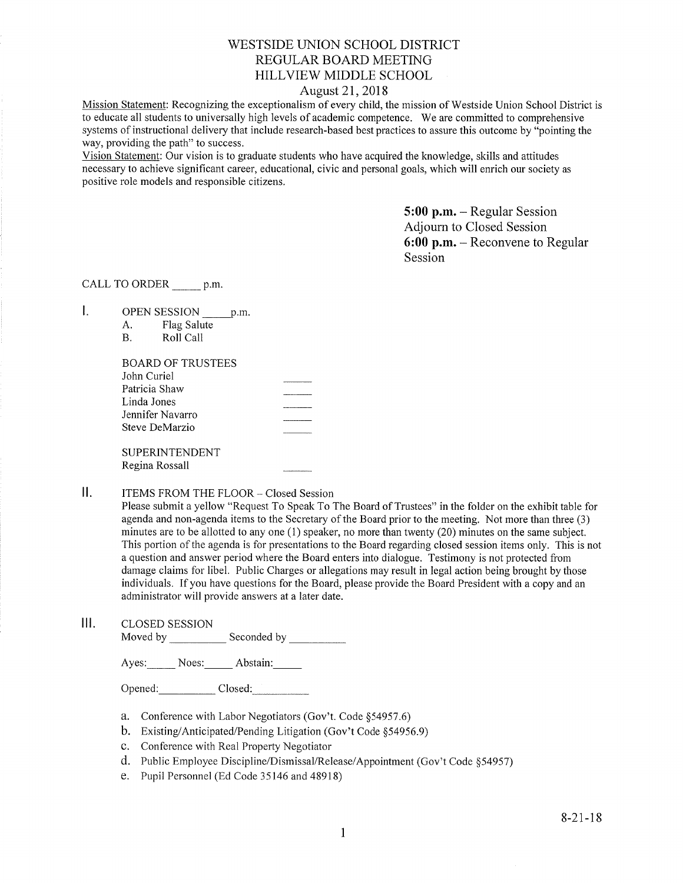# WESTSIDE UNION SCHOOL DISTRICT
## REGULAR BOARD MEETING
## HILLVIEW MIDDLE SCHOOL
### August 21, 2018

Mission Statement: Recognizing the exceptionalism of every child, the mission of Westside Union School District is to educate all students to universally high levels of academic competence. We are committed to comprehensive systems of instructional delivery that include research-based best practices to assure this outcome by "pointing the way, providing the path" to success.

Vision Statement: Our vision is to graduate students who have acquired the knowledge, skills and attitudes necessary to achieve significant career, educational, civic and personal goals, which will enrich our society as positive role models and responsible citizens.

**5:00 p.m.** – Regular Session
Adjourn to Closed Session
**6:00 p.m.** – Reconvene to Regular Session

CALL TO ORDER _____ p.m.

I. OPEN SESSION _____ p.m.
   A. Flag Salute
   B. Roll Call

   BOARD OF TRUSTEES
   John Curiel _____
   Patricia Shaw _____
   Linda Jones _____
   Jennifer Navarro _____
   Steve DeMarzio _____

   SUPERINTENDENT
   Regina Rossall _____

II. ITEMS FROM THE FLOOR – Closed Session

Please submit a yellow "Request To Speak To The Board of Trustees" in the folder on the exhibit table for agenda and non-agenda items to the Secretary of the Board prior to the meeting. Not more than three (3) minutes are to be allotted to any one (1) speaker, no more than twenty (20) minutes on the same subject. This portion of the agenda is for presentations to the Board regarding closed session items only. This is not a question and answer period where the Board enters into dialogue. Testimony is not protected from damage claims for libel. Public Charges or allegations may result in legal action being brought by those individuals. If you have questions for the Board, please provide the Board President with a copy and an administrator will provide answers at a later date.

III. CLOSED SESSION

Moved by __________ Seconded by __________

Ayes:_____ Noes:_____ Abstain:_____

Opened:__________ Closed:__________

a. Conference with Labor Negotiators (Gov't. Code §54957.6)
b. Existing/Anticipated/Pending Litigation (Gov't Code §54956.9)
c. Conference with Real Property Negotiator
d. Public Employee Discipline/Dismissal/Release/Appointment (Gov't Code §54957)
e. Pupil Personnel (Ed Code 35146 and 48918)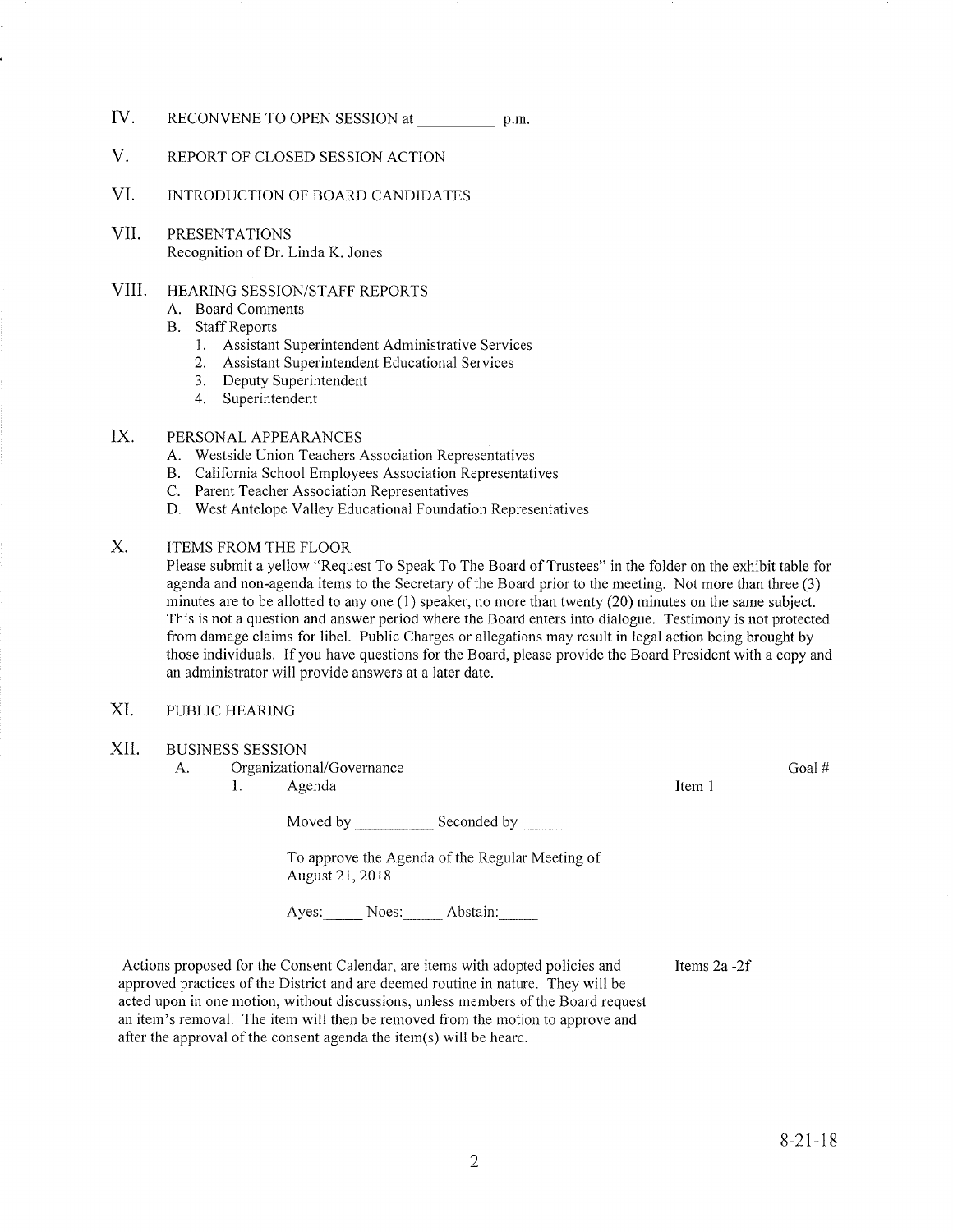IV. RECONVENE TO OPEN SESSION at __________ p.m.

V. REPORT OF CLOSED SESSION ACTION

VI. INTRODUCTION OF BOARD CANDIDATES

VII. PRESENTATIONS
Recognition of Dr. Linda K. Jones

VIII. HEARING SESSION/STAFF REPORTS
- A. Board Comments
- B. Staff Reports
  1. Assistant Superintendent Administrative Services
  2. Assistant Superintendent Educational Services
  3. Deputy Superintendent
  4. Superintendent

IX. PERSONAL APPEARANCES
- A. Westside Union Teachers Association Representatives
- B. California School Employees Association Representatives
- C. Parent Teacher Association Representatives
- D. West Antelope Valley Educational Foundation Representatives

X. ITEMS FROM THE FLOOR
Please submit a yellow "Request To Speak To The Board of Trustees" in the folder on the exhibit table for agenda and non-agenda items to the Secretary of the Board prior to the meeting. Not more than three (3) minutes are to be allotted to any one (1) speaker, no more than twenty (20) minutes on the same subject. This is not a question and answer period where the Board enters into dialogue. Testimony is not protected from damage claims for libel. Public Charges or allegations may result in legal action being brought by those individuals. If you have questions for the Board, please provide the Board President with a copy and an administrator will provide answers at a later date.

XI. PUBLIC HEARING

XII. BUSINESS SESSION
- A. Organizational/Governance — Goal #
  1. Agenda — Item 1

     Moved by __________ Seconded by __________

     To approve the Agenda of the Regular Meeting of August 21, 2018

     Ayes:_____ Noes:_____ Abstain:_____

Actions proposed for the Consent Calendar, are items with adopted policies and approved practices of the District and are deemed routine in nature. They will be acted upon in one motion, without discussions, unless members of the Board request an item's removal. The item will then be removed from the motion to approve and after the approval of the consent agenda the item(s) will be heard. — Items 2a -2f

8-21-18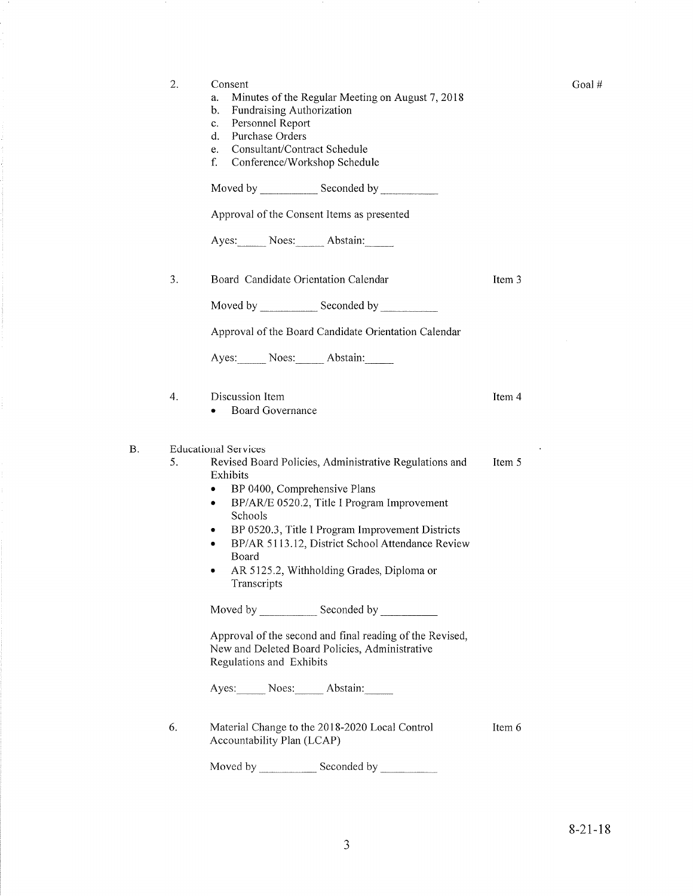2. Consent

Goal #

   a. Minutes of the Regular Meeting on August 7, 2018
   b. Fundraising Authorization
   c. Personnel Report
   d. Purchase Orders
   e. Consultant/Contract Schedule
   f. Conference/Workshop Schedule

   Moved by __________ Seconded by __________

   Approval of the Consent Items as presented

   Ayes:_____ Noes:_____ Abstain:_____

3. Board Candidate Orientation Calendar — Item 3

   Moved by __________ Seconded by __________

   Approval of the Board Candidate Orientation Calendar

   Ayes:_____ Noes:_____ Abstain:_____

4. Discussion Item — Item 4
   - Board Governance

B. Educational Services

5. Revised Board Policies, Administrative Regulations and Exhibits — Item 5
   - BP 0400, Comprehensive Plans
   - BP/AR/E 0520.2, Title I Program Improvement Schools
   - BP 0520.3, Title I Program Improvement Districts
   - BP/AR 5113.12, District School Attendance Review Board
   - AR 5125.2, Withholding Grades, Diploma or Transcripts

   Moved by __________ Seconded by __________

   Approval of the second and final reading of the Revised, New and Deleted Board Policies, Administrative Regulations and Exhibits

   Ayes:_____ Noes:_____ Abstain:_____

6. Material Change to the 2018-2020 Local Control Accountability Plan (LCAP) — Item 6

   Moved by __________ Seconded by __________

8-21-18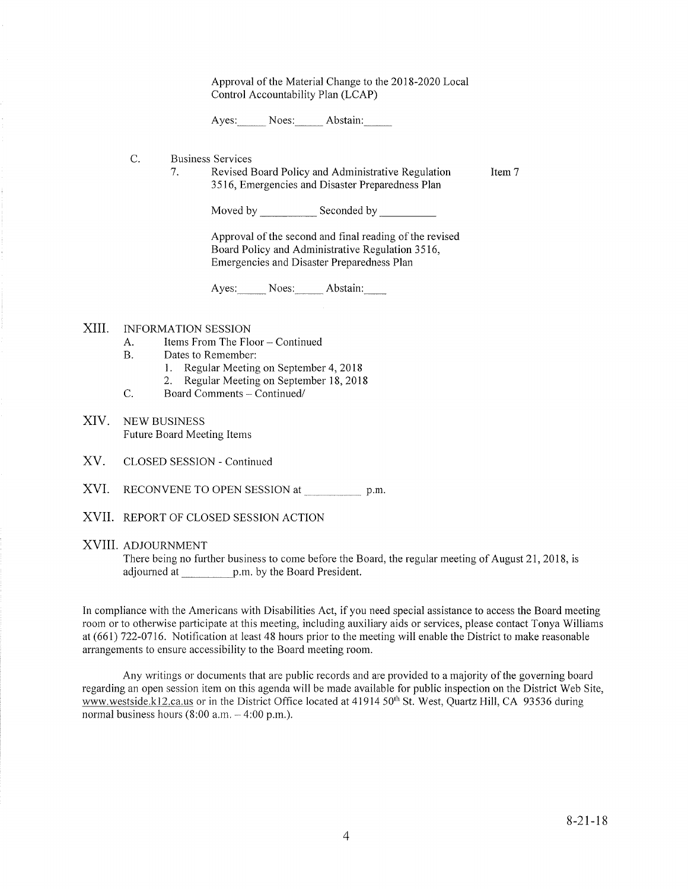Approval of the Material Change to the 2018-2020 Local Control Accountability Plan (LCAP)

Ayes:_____ Noes:_____ Abstain:_____

C. Business Services

7. Revised Board Policy and Administrative Regulation 3516, Emergencies and Disaster Preparedness Plan — Item 7

Moved by __________ Seconded by __________

Approval of the second and final reading of the revised Board Policy and Administrative Regulation 3516, Emergencies and Disaster Preparedness Plan

Ayes:_____ Noes:_____ Abstain:____

## XIII. INFORMATION SESSION

A. Items From The Floor – Continued

B. Dates to Remember:

1. Regular Meeting on September 4, 2018
2. Regular Meeting on September 18, 2018

C. Board Comments – Continued/

## XIV. NEW BUSINESS

Future Board Meeting Items

## XV. CLOSED SESSION - Continued

## XVI. RECONVENE TO OPEN SESSION at __________ p.m.

## XVII. REPORT OF CLOSED SESSION ACTION

## XVIII. ADJOURNMENT

There being no further business to come before the Board, the regular meeting of August 21, 2018, is adjourned at __________p.m. by the Board President.

In compliance with the Americans with Disabilities Act, if you need special assistance to access the Board meeting room or to otherwise participate at this meeting, including auxiliary aids or services, please contact Tonya Williams at (661) 722-0716. Notification at least 48 hours prior to the meeting will enable the District to make reasonable arrangements to ensure accessibility to the Board meeting room.

Any writings or documents that are public records and are provided to a majority of the governing board regarding an open session item on this agenda will be made available for public inspection on the District Web Site, www.westside.k12.ca.us or in the District Office located at 41914 50th St. West, Quartz Hill, CA 93536 during normal business hours (8:00 a.m. – 4:00 p.m.).

8-21-18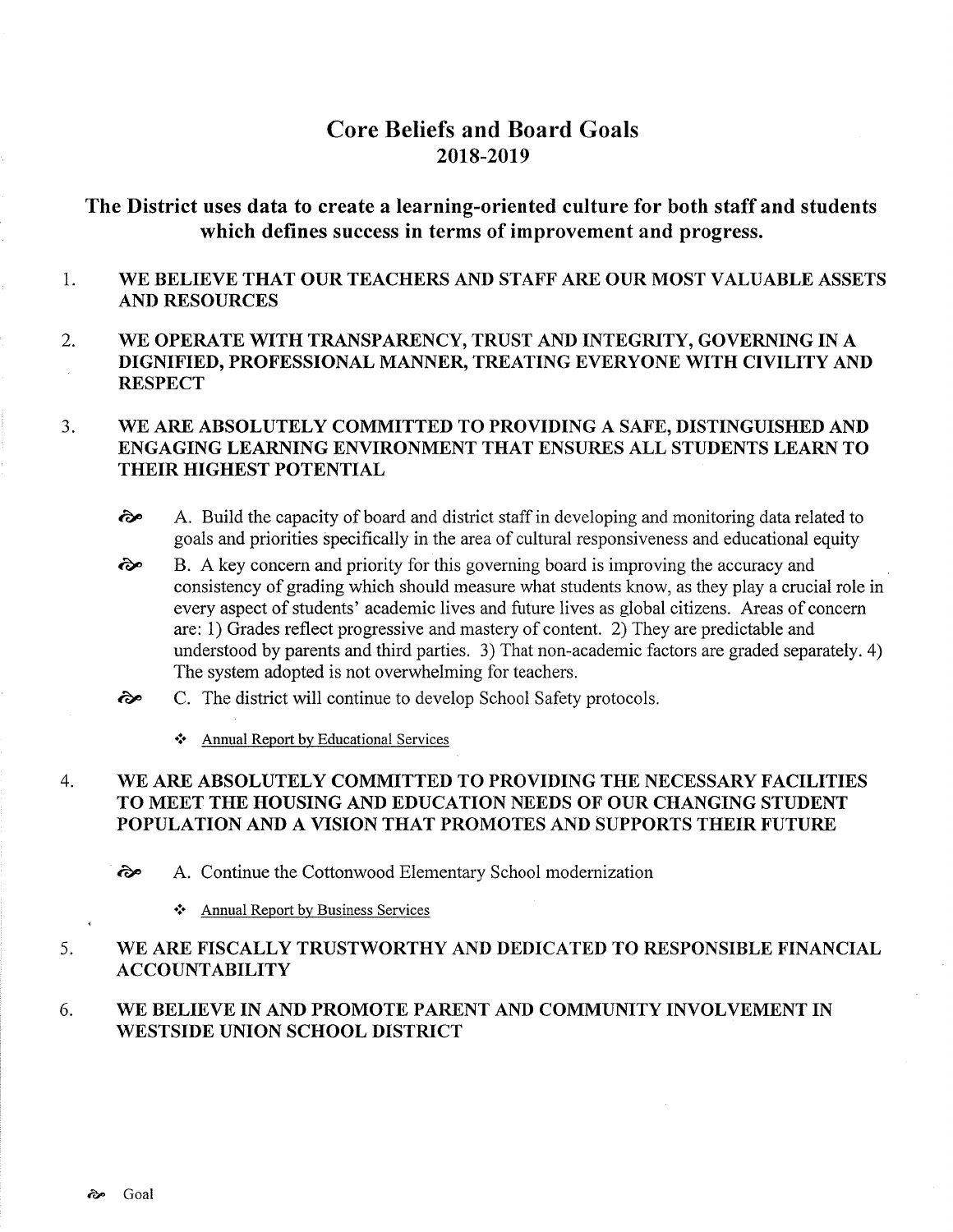# Core Beliefs and Board Goals
## 2018-2019

### The District uses data to create a learning-oriented culture for both staff and students which defines success in terms of improvement and progress.

1. **WE BELIEVE THAT OUR TEACHERS AND STAFF ARE OUR MOST VALUABLE ASSETS AND RESOURCES**

2. **WE OPERATE WITH TRANSPARENCY, TRUST AND INTEGRITY, GOVERNING IN A DIGNIFIED, PROFESSIONAL MANNER, TREATING EVERYONE WITH CIVILITY AND RESPECT**

3. **WE ARE ABSOLUTELY COMMITTED TO PROVIDING A SAFE, DISTINGUISHED AND ENGAGING LEARNING ENVIRONMENT THAT ENSURES ALL STUDENTS LEARN TO THEIR HIGHEST POTENTIAL**

   - ⁂ A. Build the capacity of board and district staff in developing and monitoring data related to goals and priorities specifically in the area of cultural responsiveness and educational equity
   - ⁂ B. A key concern and priority for this governing board is improving the accuracy and consistency of grading which should measure what students know, as they play a crucial role in every aspect of students' academic lives and future lives as global citizens. Areas of concern are: 1) Grades reflect progressive and mastery of content. 2) They are predictable and understood by parents and third parties. 3) That non-academic factors are graded separately. 4) The system adopted is not overwhelming for teachers.
   - ⁂ C. The district will continue to develop School Safety protocols.
     - ❖ Annual Report by Educational Services

4. **WE ARE ABSOLUTELY COMMITTED TO PROVIDING THE NECESSARY FACILITIES TO MEET THE HOUSING AND EDUCATION NEEDS OF OUR CHANGING STUDENT POPULATION AND A VISION THAT PROMOTES AND SUPPORTS THEIR FUTURE**

   - ⁂ A. Continue the Cottonwood Elementary School modernization
     - ❖ Annual Report by Business Services

5. **WE ARE FISCALLY TRUSTWORTHY AND DEDICATED TO RESPONSIBLE FINANCIAL ACCOUNTABILITY**

6. **WE BELIEVE IN AND PROMOTE PARENT AND COMMUNITY INVOLVEMENT IN WESTSIDE UNION SCHOOL DISTRICT**

⁂ Goal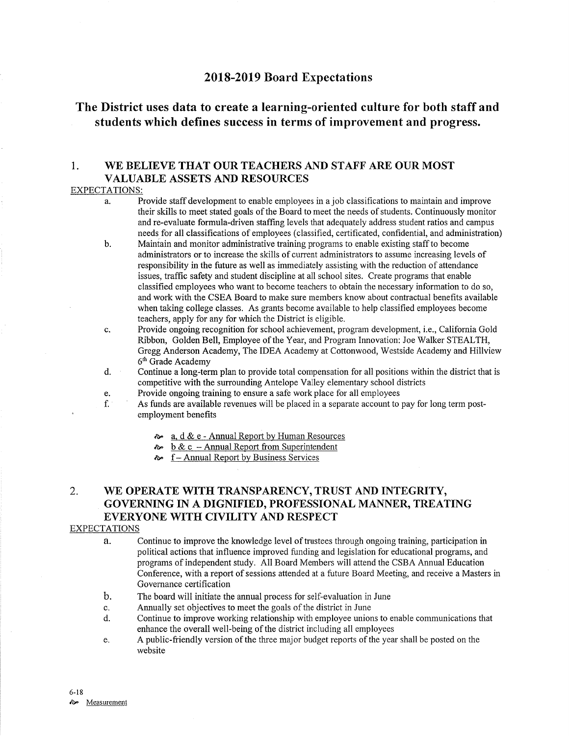# 2018-2019 Board Expectations

## The District uses data to create a learning-oriented culture for both staff and students which defines success in terms of improvement and progress.

### 1. WE BELIEVE THAT OUR TEACHERS AND STAFF ARE OUR MOST VALUABLE ASSETS AND RESOURCES

EXPECTATIONS:

a. Provide staff development to enable employees in a job classifications to maintain and improve their skills to meet stated goals of the Board to meet the needs of students. Continuously monitor and re-evaluate formula-driven staffing levels that adequately address student ratios and campus needs for all classifications of employees (classified, certificated, confidential, and administration)

b. Maintain and monitor administrative training programs to enable existing staff to become administrators or to increase the skills of current administrators to assume increasing levels of responsibility in the future as well as immediately assisting with the reduction of attendance issues, traffic safety and student discipline at all school sites. Create programs that enable classified employees who want to become teachers to obtain the necessary information to do so, and work with the CSEA Board to make sure members know about contractual benefits available when taking college classes. As grants become available to help classified employees become teachers, apply for any for which the District is eligible.

c. Provide ongoing recognition for school achievement, program development, i.e., California Gold Ribbon, Golden Bell, Employee of the Year, and Program Innovation: Joe Walker STEALTH, Gregg Anderson Academy, The IDEA Academy at Cottonwood, Westside Academy and Hillview 6th Grade Academy

d. Continue a long-term plan to provide total compensation for all positions within the district that is competitive with the surrounding Antelope Valley elementary school districts

e. Provide ongoing training to ensure a safe work place for all employees

f. As funds are available revenues will be placed in a separate account to pay for long term post-employment benefits

- a, d & e - Annual Report by Human Resources
- b & c – Annual Report from Superintendent
- f – Annual Report by Business Services

### 2. WE OPERATE WITH TRANSPARENCY, TRUST AND INTEGRITY, GOVERNING IN A DIGNIFIED, PROFESSIONAL MANNER, TREATING EVERYONE WITH CIVILITY AND RESPECT

EXPECTATIONS

a. Continue to improve the knowledge level of trustees through ongoing training, participation in political actions that influence improved funding and legislation for educational programs, and programs of independent study. All Board Members will attend the CSBA Annual Education Conference, with a report of sessions attended at a future Board Meeting, and receive a Masters in Governance certification

b. The board will initiate the annual process for self-evaluation in June

c. Annually set objectives to meet the goals of the district in June

d. Continue to improve working relationship with employee unions to enable communications that enhance the overall well-being of the district including all employees

e. A public-friendly version of the three major budget reports of the year shall be posted on the website

6-18

Measurement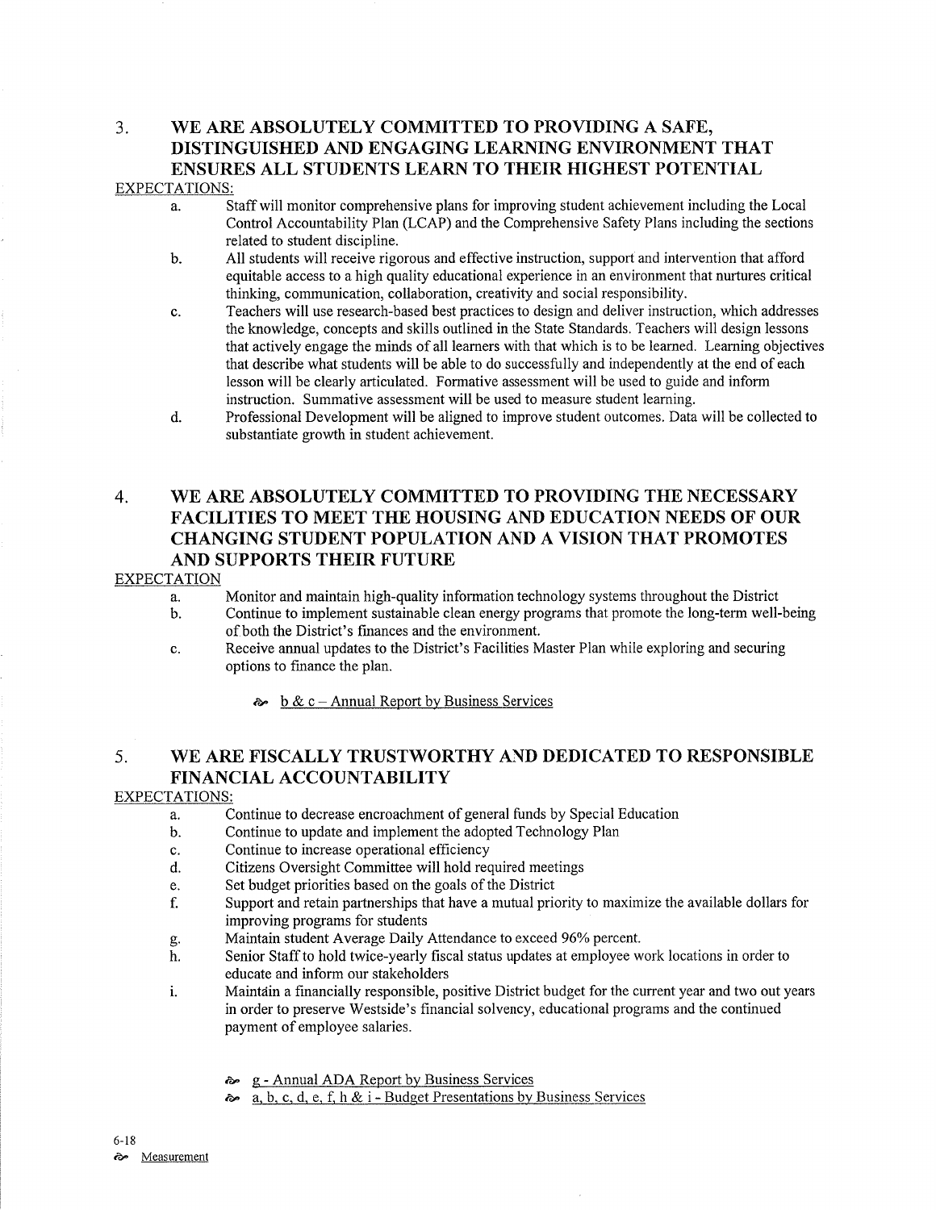## 3. WE ARE ABSOLUTELY COMMITTED TO PROVIDING A SAFE, DISTINGUISHED AND ENGAGING LEARNING ENVIRONMENT THAT ENSURES ALL STUDENTS LEARN TO THEIR HIGHEST POTENTIAL

EXPECTATIONS:

a. Staff will monitor comprehensive plans for improving student achievement including the Local Control Accountability Plan (LCAP) and the Comprehensive Safety Plans including the sections related to student discipline.

b. All students will receive rigorous and effective instruction, support and intervention that afford equitable access to a high quality educational experience in an environment that nurtures critical thinking, communication, collaboration, creativity and social responsibility.

c. Teachers will use research-based best practices to design and deliver instruction, which addresses the knowledge, concepts and skills outlined in the State Standards. Teachers will design lessons that actively engage the minds of all learners with that which is to be learned. Learning objectives that describe what students will be able to do successfully and independently at the end of each lesson will be clearly articulated. Formative assessment will be used to guide and inform instruction. Summative assessment will be used to measure student learning.

d. Professional Development will be aligned to improve student outcomes. Data will be collected to substantiate growth in student achievement.

## 4. WE ARE ABSOLUTELY COMMITTED TO PROVIDING THE NECESSARY FACILITIES TO MEET THE HOUSING AND EDUCATION NEEDS OF OUR CHANGING STUDENT POPULATION AND A VISION THAT PROMOTES AND SUPPORTS THEIR FUTURE

EXPECTATION

a. Monitor and maintain high-quality information technology systems throughout the District

b. Continue to implement sustainable clean energy programs that promote the long-term well-being of both the District's finances and the environment.

c. Receive annual updates to the District's Facilities Master Plan while exploring and securing options to finance the plan.

- b & c – Annual Report by Business Services

## 5. WE ARE FISCALLY TRUSTWORTHY AND DEDICATED TO RESPONSIBLE FINANCIAL ACCOUNTABILITY

EXPECTATIONS:

a. Continue to decrease encroachment of general funds by Special Education

b. Continue to update and implement the adopted Technology Plan

c. Continue to increase operational efficiency

d. Citizens Oversight Committee will hold required meetings

e. Set budget priorities based on the goals of the District

f. Support and retain partnerships that have a mutual priority to maximize the available dollars for improving programs for students

g. Maintain student Average Daily Attendance to exceed 96% percent.

h. Senior Staff to hold twice-yearly fiscal status updates at employee work locations in order to educate and inform our stakeholders

i. Maintain a financially responsible, positive District budget for the current year and two out years in order to preserve Westside's financial solvency, educational programs and the continued payment of employee salaries.

- g - Annual ADA Report by Business Services
- a, b, c, d, e, f, h & i - Budget Presentations by Business Services

6-18

Measurement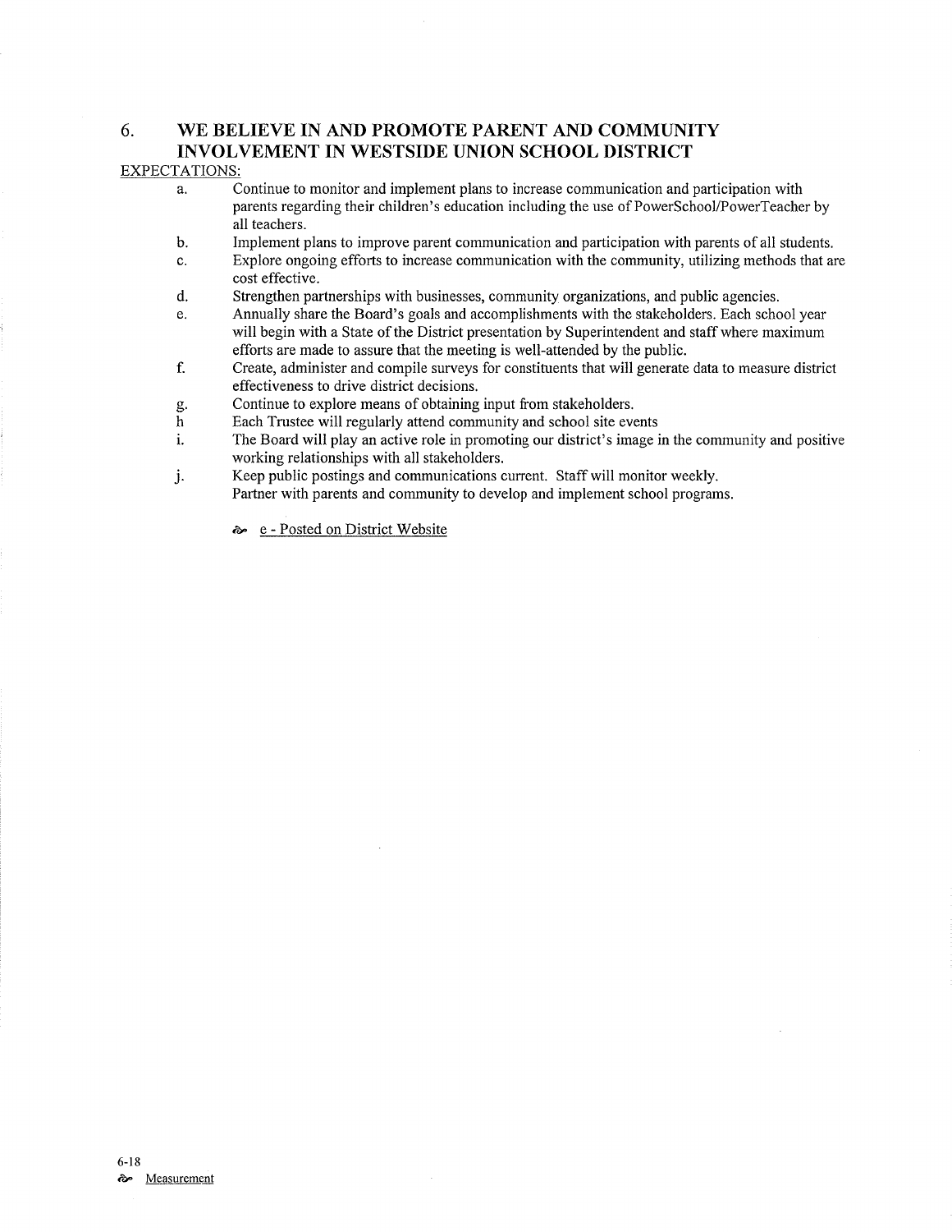## 6. WE BELIEVE IN AND PROMOTE PARENT AND COMMUNITY INVOLVEMENT IN WESTSIDE UNION SCHOOL DISTRICT

EXPECTATIONS:

a. Continue to monitor and implement plans to increase communication and participation with parents regarding their children's education including the use of PowerSchool/PowerTeacher by all teachers.

b. Implement plans to improve parent communication and participation with parents of all students.

c. Explore ongoing efforts to increase communication with the community, utilizing methods that are cost effective.

d. Strengthen partnerships with businesses, community organizations, and public agencies.

e. Annually share the Board's goals and accomplishments with the stakeholders. Each school year will begin with a State of the District presentation by Superintendent and staff where maximum efforts are made to assure that the meeting is well-attended by the public.

f. Create, administer and compile surveys for constituents that will generate data to measure district effectiveness to drive district decisions.

g. Continue to explore means of obtaining input from stakeholders.

h Each Trustee will regularly attend community and school site events

i. The Board will play an active role in promoting our district's image in the community and positive working relationships with all stakeholders.

j. Keep public postings and communications current. Staff will monitor weekly.
Partner with parents and community to develop and implement school programs.

- e - Posted on District Website

6-18

- Measurement